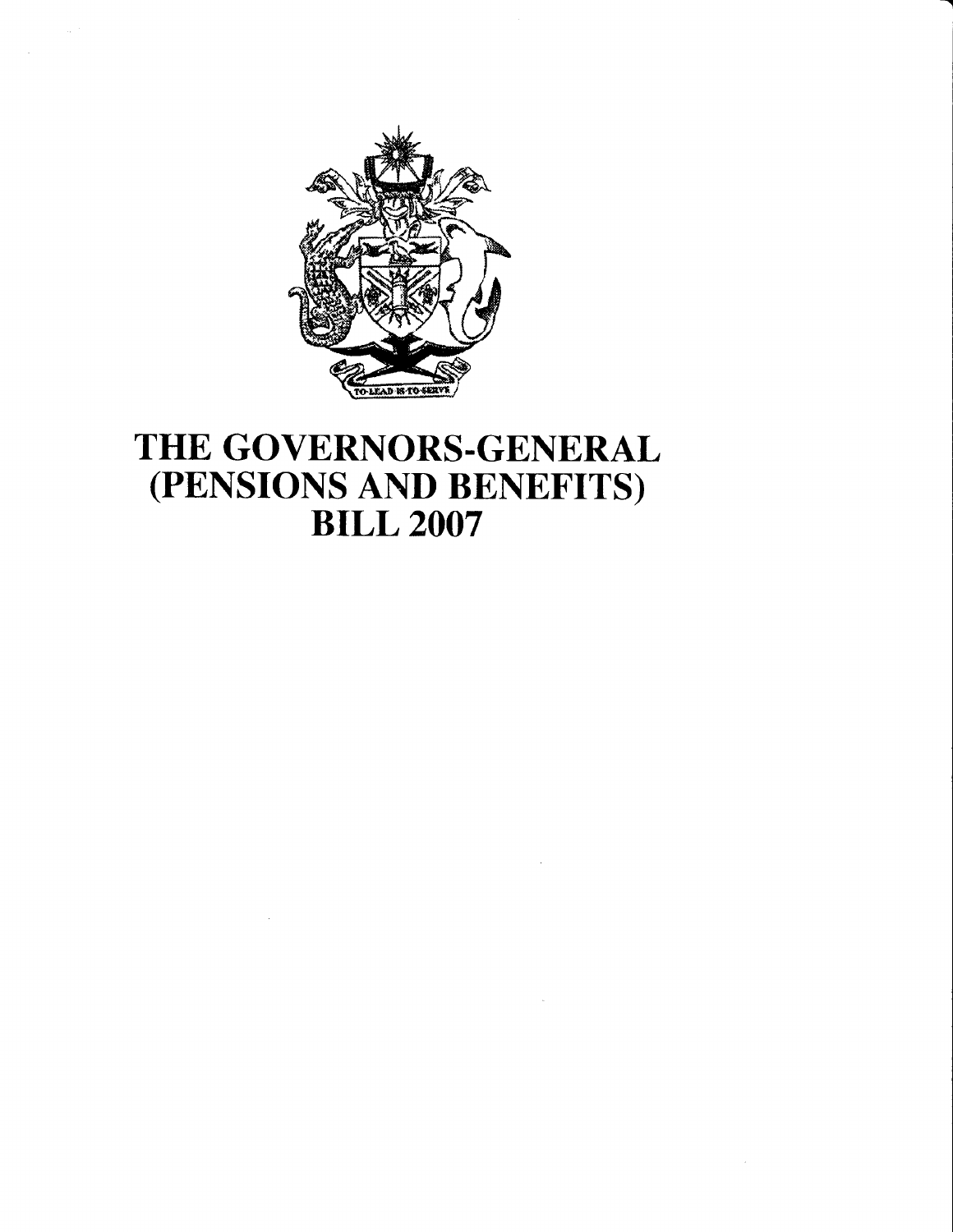# THE GOVERNORS-GENERAL (PENSIONS AND BENEFITS) BILL 2007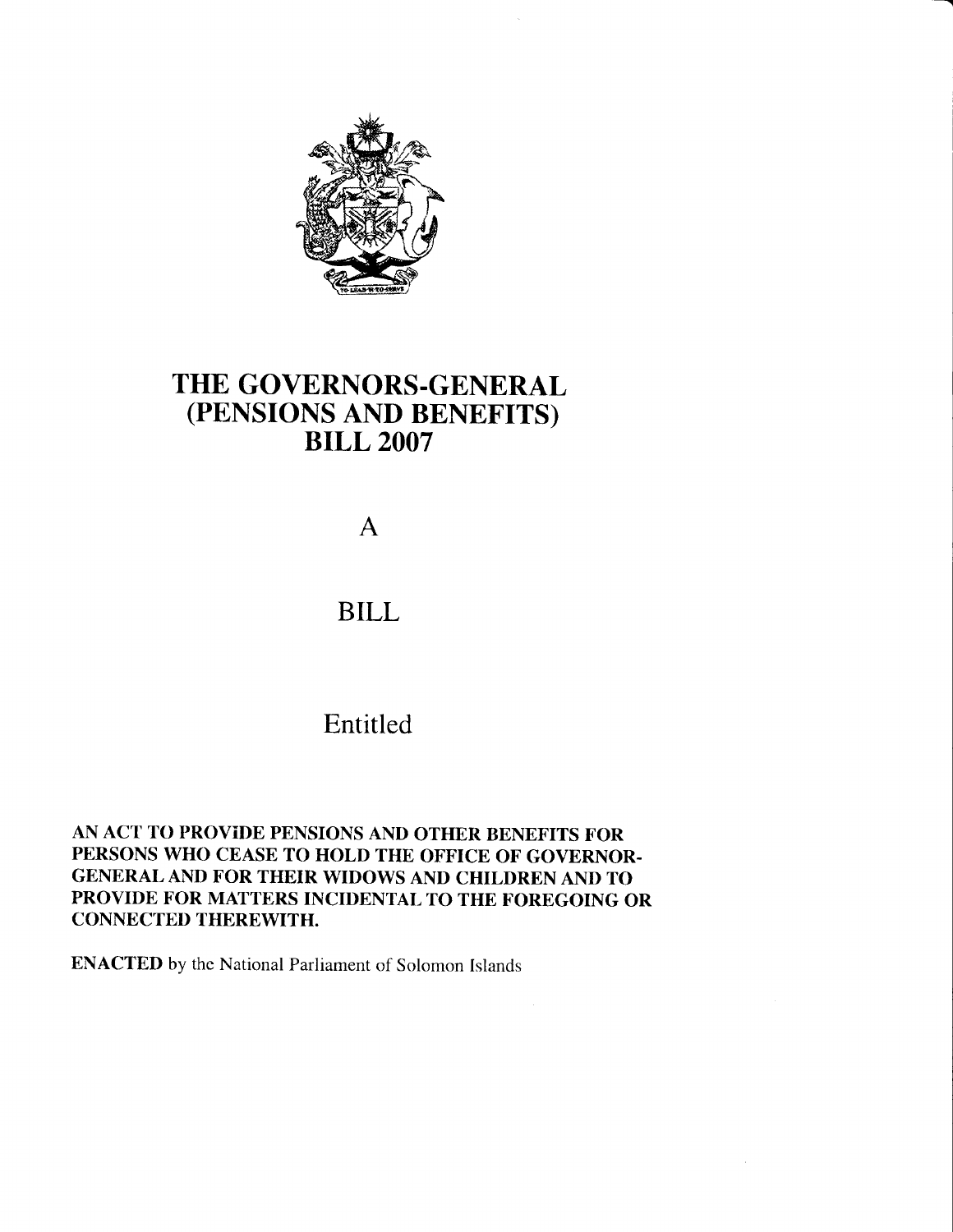# THE GOVERNORS-GENERAL (PENSIONS AND BENEFITS) BILL 2007

A

BILL

Entitled

**AN ACT TO PROVIDE PENSIONS AND OTHER BENEFITS FOR PERSONS WHO CEASE TO HOLD THE OFFICE OF GOVERNOR-GENERAL AND FOR THEIR WIDOWS AND CHILDREN AND TO PROVIDE FOR MATTERS INCIDENTAL TO THE FOREGOING OR CONNECTED THEREWITH.**

**ENACTED** by the National Parliament of Solomon Islands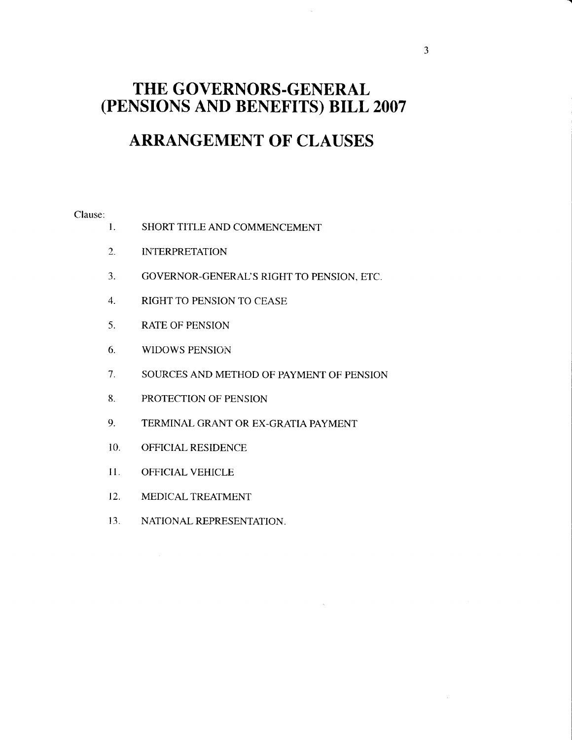# THE GOVERNORS-GENERAL (PENSIONS AND BENEFITS) BILL 2007

## ARRANGEMENT OF CLAUSES

Clause:

1. SHORT TITLE AND COMMENCEMENT
2. INTERPRETATION
3. GOVERNOR-GENERAL'S RIGHT TO PENSION, ETC.
4. RIGHT TO PENSION TO CEASE
5. RATE OF PENSION
6. WIDOWS PENSION
7. SOURCES AND METHOD OF PAYMENT OF PENSION
8. PROTECTION OF PENSION
9. TERMINAL GRANT OR EX-GRATIA PAYMENT
10. OFFICIAL RESIDENCE
11. OFFICIAL VEHICLE
12. MEDICAL TREATMENT
13. NATIONAL REPRESENTATION.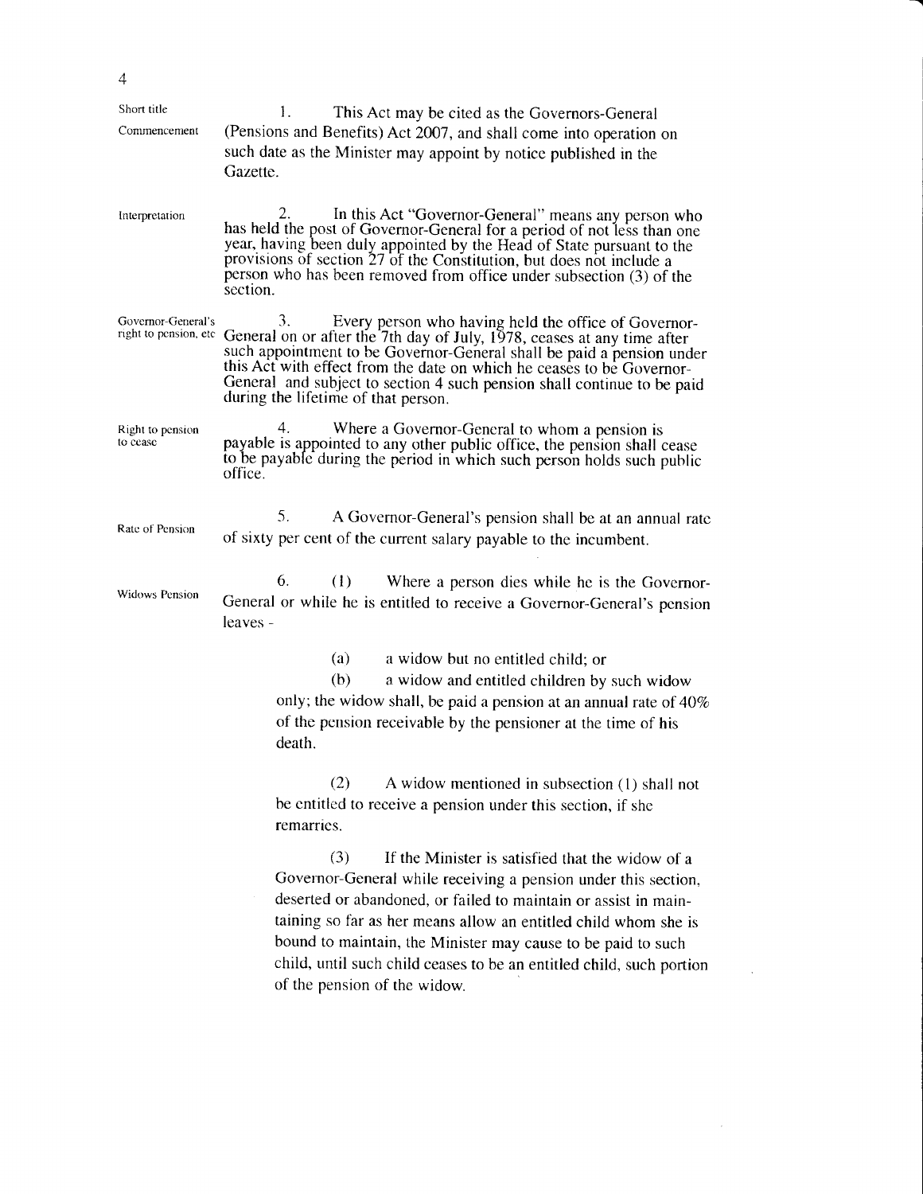**Short title**
**Commencement**

1. This Act may be cited as the Governors-General (Pensions and Benefits) Act 2007, and shall come into operation on such date as the Minister may appoint by notice published in the Gazette.

**Interpretation**

2. In this Act "Governor-General" means any person who has held the post of Governor-General for a period of not less than one year, having been duly appointed by the Head of State pursuant to the provisions of section 27 of the Constitution, but does not include a person who has been removed from office under subsection (3) of the section.

**Governor-General's right to pension, etc**

3. Every person who having held the office of Governor-General on or after the 7th day of July, 1978, ceases at any time after such appointment to be Governor-General shall be paid a pension under this Act with effect from the date on which he ceases to be Governor-General and subject to section 4 such pension shall continue to be paid during the lifetime of that person.

**Right to pension to cease**

4. Where a Governor-General to whom a pension is payable is appointed to any other public office, the pension shall cease to be payable during the period in which such person holds such public office.

**Rate of Pension**

5. A Governor-General's pension shall be at an annual rate of sixty per cent of the current salary payable to the incumbent.

**Widows Pension**

6. (1) Where a person dies while he is the Governor-General or while he is entitled to receive a Governor-General's pension leaves -

(a) a widow but no entitled child; or

(b) a widow and entitled children by such widow only; the widow shall, be paid a pension at an annual rate of 40% of the pension receivable by the pensioner at the time of his death.

(2) A widow mentioned in subsection (1) shall not be entitled to receive a pension under this section, if she remarries.

(3) If the Minister is satisfied that the widow of a Governor-General while receiving a pension under this section, deserted or abandoned, or failed to maintain or assist in maintaining so far as her means allow an entitled child whom she is bound to maintain, the Minister may cause to be paid to such child, until such child ceases to be an entitled child, such portion of the pension of the widow.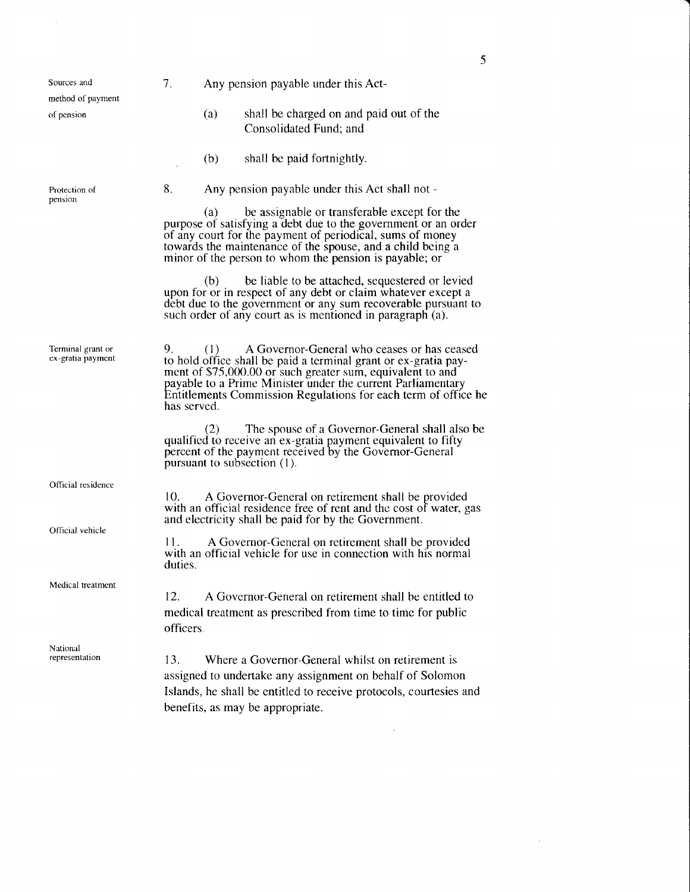**Sources and method of payment of pension**

7. Any pension payable under this Act-

(a) shall be charged on and paid out of the Consolidated Fund; and

(b) shall be paid fortnightly.

**Protection of pension**

8. Any pension payable under this Act shall not -

(a) be assignable or transferable except for the purpose of satisfying a debt due to the government or an order of any court for the payment of periodical, sums of money towards the maintenance of the spouse, and a child being a minor of the person to whom the pension is payable; or

(b) be liable to be attached, sequestered or levied upon for or in respect of any debt or claim whatever except a debt due to the government or any sum recoverable pursuant to such order of any court as is mentioned in paragraph (a).

**Terminal grant or ex-gratia payment**

9. (1) A Governor-General who ceases or has ceased to hold office shall be paid a terminal grant or ex-gratia payment of $75,000.00 or such greater sum, equivalent to and payable to a Prime Minister under the current Parliamentary Entitlements Commission Regulations for each term of office he has served.

(2) The spouse of a Governor-General shall also be qualified to receive an ex-gratia payment equivalent to fifty percent of the payment received by the Governor-General pursuant to subsection (1).

**Official residence**

10. A Governor-General on retirement shall be provided with an official residence free of rent and the cost of water, gas and electricity shall be paid for by the Government.

**Official vehicle**

11. A Governor-General on retirement shall be provided with an official vehicle for use in connection with his normal duties.

**Medical treatment**

12. A Governor-General on retirement shall be entitled to medical treatment as prescribed from time to time for public officers.

**National representation**

13. Where a Governor-General whilst on retirement is assigned to undertake any assignment on behalf of Solomon Islands, he shall be entitled to receive protocols, courtesies and benefits, as may be appropriate.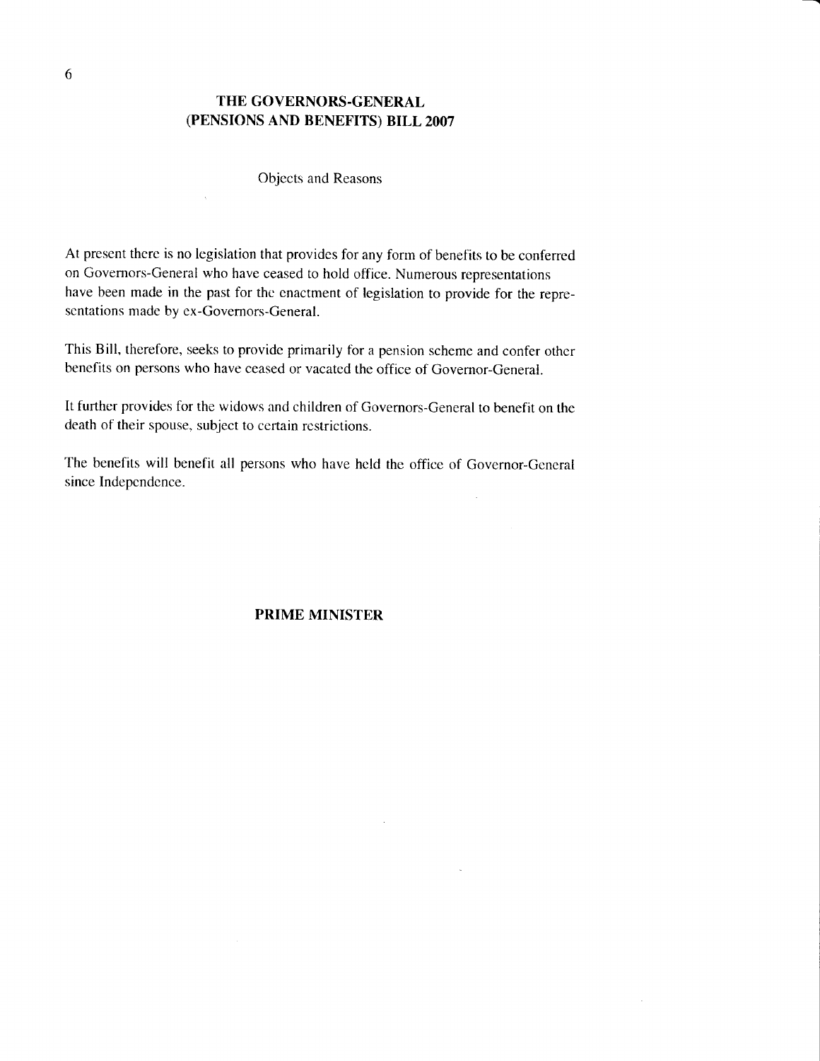## THE GOVERNORS-GENERAL (PENSIONS AND BENEFITS) BILL 2007

Objects and Reasons

At present there is no legislation that provides for any form of benefits to be conferred on Governors-General who have ceased to hold office. Numerous representations have been made in the past for the enactment of legislation to provide for the representations made by ex-Governors-General.

This Bill, therefore, seeks to provide primarily for a pension scheme and confer other benefits on persons who have ceased or vacated the office of Governor-General.

It further provides for the widows and children of Governors-General to benefit on the death of their spouse, subject to certain restrictions.

The benefits will benefit all persons who have held the office of Governor-General since Independence.

**PRIME MINISTER**